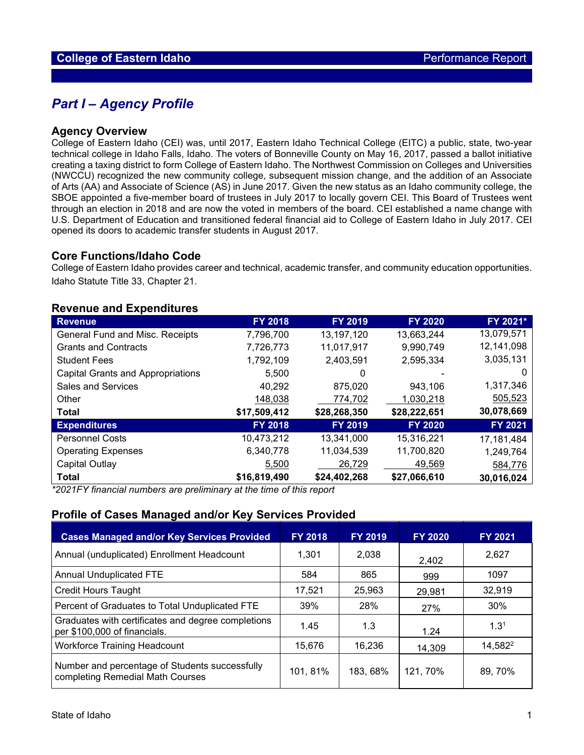## Part I – Agency Profile

### Agency Overview

College of Eastern Idaho (CEI) was, until 2017, Eastern Idaho Technical College (EITC) a public, state, two-year technical college in Idaho Falls, Idaho. The voters of Bonneville County on May 16, 2017, passed a ballot initiative creating a taxing district to form College of Eastern Idaho. The Northwest Commission on Colleges and Universities (NWCCU) recognized the new community college, subsequent mission change, and the addition of an Associate of Arts (AA) and Associate of Science (AS) in June 2017. Given the new status as an Idaho community college, the SBOE appointed a five-member board of trustees in July 2017 to locally govern CEI. This Board of Trustees went through an election in 2018 and are now the voted in members of the board. CEI established a name change with U.S. Department of Education and transitioned federal financial aid to College of Eastern Idaho in July 2017. CEI opened its doors to academic transfer students in August 2017.

### Core Functions/Idaho Code

College of Eastern Idaho provides career and technical, academic transfer, and community education opportunities. Idaho Statute Title 33, Chapter 21.

### Revenue and Expenditures

| Revenue | FY 2018 | FY 2019 | FY 2020 | FY 2021* |
|---|---|---|---|---|
| General Fund and Misc. Receipts | 7,796,700 | 13,197,120 | 13,663,244 | 13,079,571 |
| Grants and Contracts | 7,726,773 | 11,017,917 | 9,990,749 | 12,141,098 |
| Student Fees | 1,792,109 | 2,403,591 | 2,595,334 | 3,035,131 |
| Capital Grants and Appropriations | 5,500 | 0 | - | 0 |
| Sales and Services | 40,292 | 875,020 | 943,106 | 1,317,346 |
| Other | 148,038 | 774,702 | 1,030,218 | 505,523 |
| **Total** | **$17,509,412** | **$28,268,350** | **$28,222,651** | **30,078,669** |
| **Expenditures** | **FY 2018** | **FY 2019** | **FY 2020** | **FY 2021** |
| Personnel Costs | 10,473,212 | 13,341,000 | 15,316,221 | 17,181,484 |
| Operating Expenses | 6,340,778 | 11,034,539 | 11,700,820 | 1,249,764 |
| Capital Outlay | 5,500 | 26,729 | 49,569 | 584,776 |
| **Total** | **$16,819,490** | **$24,402,268** | **$27,066,610** | **30,016,024** |

*\*2021FY financial numbers are preliminary at the time of this report*

### Profile of Cases Managed and/or Key Services Provided

| Cases Managed and/or Key Services Provided | FY 2018 | FY 2019 | FY 2020 | FY 2021 |
|---|---|---|---|---|
| Annual (unduplicated) Enrollment Headcount | 1,301 | 2,038 | 2,402 | 2,627 |
| Annual Unduplicated FTE | 584 | 865 | 999 | 1097 |
| Credit Hours Taught | 17,521 | 25,963 | 29,981 | 32,919 |
| Percent of Graduates to Total Unduplicated FTE | 39% | 28% | 27% | 30% |
| Graduates with certificates and degree completions per $100,000 of financials. | 1.45 | 1.3 | 1.24 | 1.3[1] |
| Workforce Training Headcount | 15,676 | 16,236 | 14,309 | 14,582[2] |
| Number and percentage of Students successfully completing Remedial Math Courses | 101, 81% | 183, 68% | 121, 70% | 89, 70% |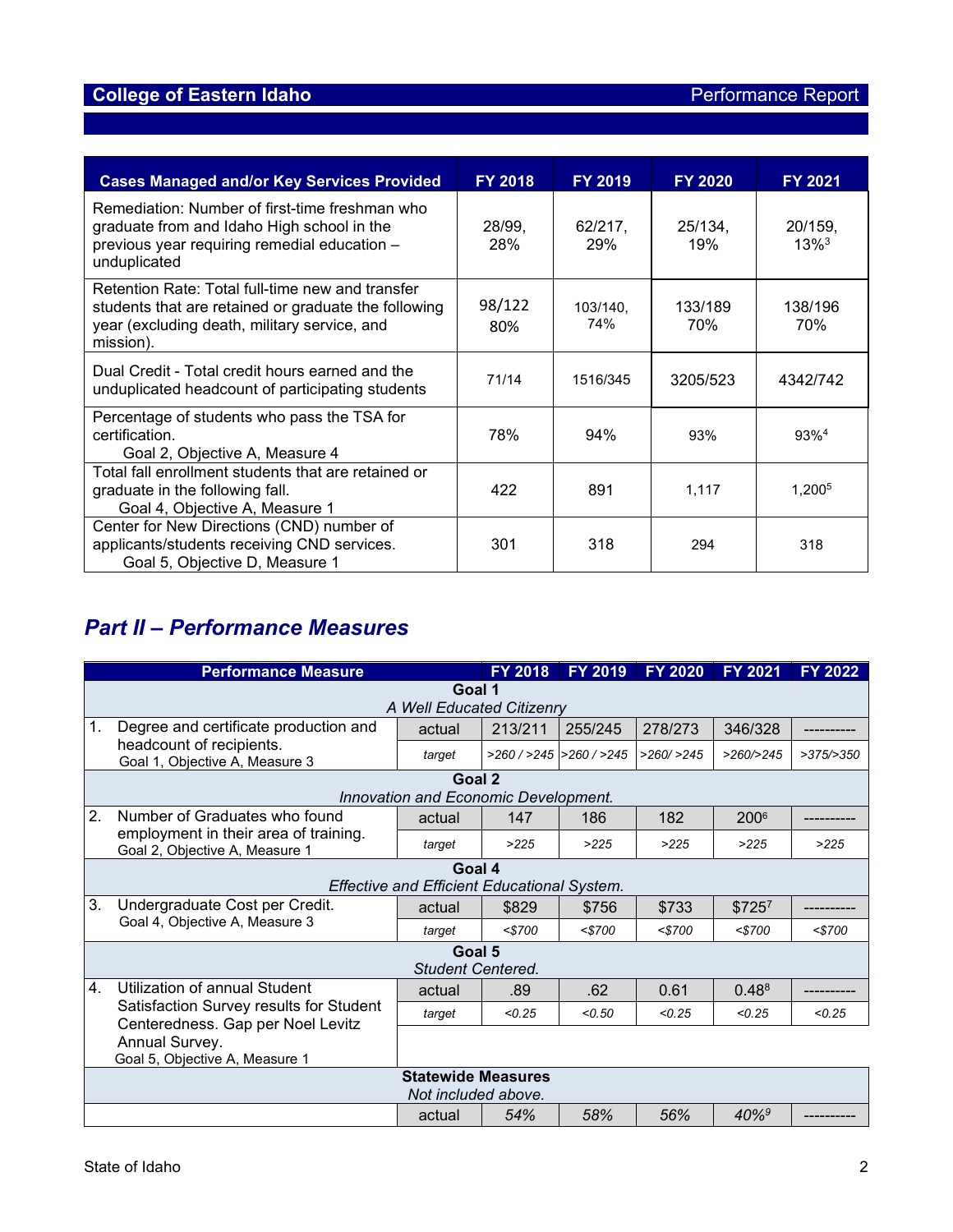| Cases Managed and/or Key Services Provided | FY 2018 | FY 2019 | FY 2020 | FY 2021 |
|---|---|---|---|---|
| Remediation: Number of first-time freshman who graduate from and Idaho High school in the previous year requiring remedial education – unduplicated | 28/99, 28% | 62/217, 29% | 25/134, 19% | 20/159, 13%[3] |
| Retention Rate: Total full-time new and transfer students that are retained or graduate the following year (excluding death, military service, and mission). | 98/122 80% | 103/140, 74% | 133/189 70% | 138/196 70% |
| Dual Credit - Total credit hours earned and the unduplicated headcount of participating students | 71/14 | 1516/345 | 3205/523 | 4342/742 |
| Percentage of students who pass the TSA for certification. Goal 2, Objective A, Measure 4 | 78% | 94% | 93% | 93%[4] |
| Total fall enrollment students that are retained or graduate in the following fall. Goal 4, Objective A, Measure 1 | 422 | 891 | 1,117 | 1,200[5] |
| Center for New Directions (CND) number of applicants/students receiving CND services. Goal 5, Objective D, Measure 1 | 301 | 318 | 294 | 318 |

## *Part II – Performance Measures*

| Performance Measure | | FY 2018 | FY 2019 | FY 2020 | FY 2021 | FY 2022 |
|---|---|---|---|---|---|---|
| **Goal 1** *A Well Educated Citizenry* | | | | | | |
| 1. Degree and certificate production and headcount of recipients. Goal 1, Objective A, Measure 3 | actual | 213/211 | 255/245 | 278/273 | 346/328 | ---------- |
| | *target* | *>260 / >245* | *>260 / >245* | *>260/ >245* | *>260/>245* | *>375/>350* |
| **Goal 2** *Innovation and Economic Development.* | | | | | | |
| 2. Number of Graduates who found employment in their area of training. Goal 2, Objective A, Measure 1 | actual | 147 | 186 | 182 | 200[6] | ---------- |
| | *target* | *>225* | *>225* | *>225* | *>225* | *>225* |
| **Goal 4** *Effective and Efficient Educational System.* | | | | | | |
| 3. Undergraduate Cost per Credit. Goal 4, Objective A, Measure 3 | actual | $829 | $756 | $733 | $725[7] | ---------- |
| | *target* | *<$700* | *<$700* | *<$700* | *<$700* | *<$700* |
| **Goal 5** *Student Centered.* | | | | | | |
| 4. Utilization of annual Student Satisfaction Survey results for Student Centeredness. Gap per Noel Levitz Annual Survey. Goal 5, Objective A, Measure 1 | actual | .89 | .62 | 0.61 | 0.48[8] | ---------- |
| | *target* | *<0.25* | *<0.50* | *<0.25* | *<0.25* | *<0.25* |
| **Statewide Measures** *Not included above.* | | | | | | |
| | actual | *54%* | *58%* | *56%* | *40%[9]* | ---------- |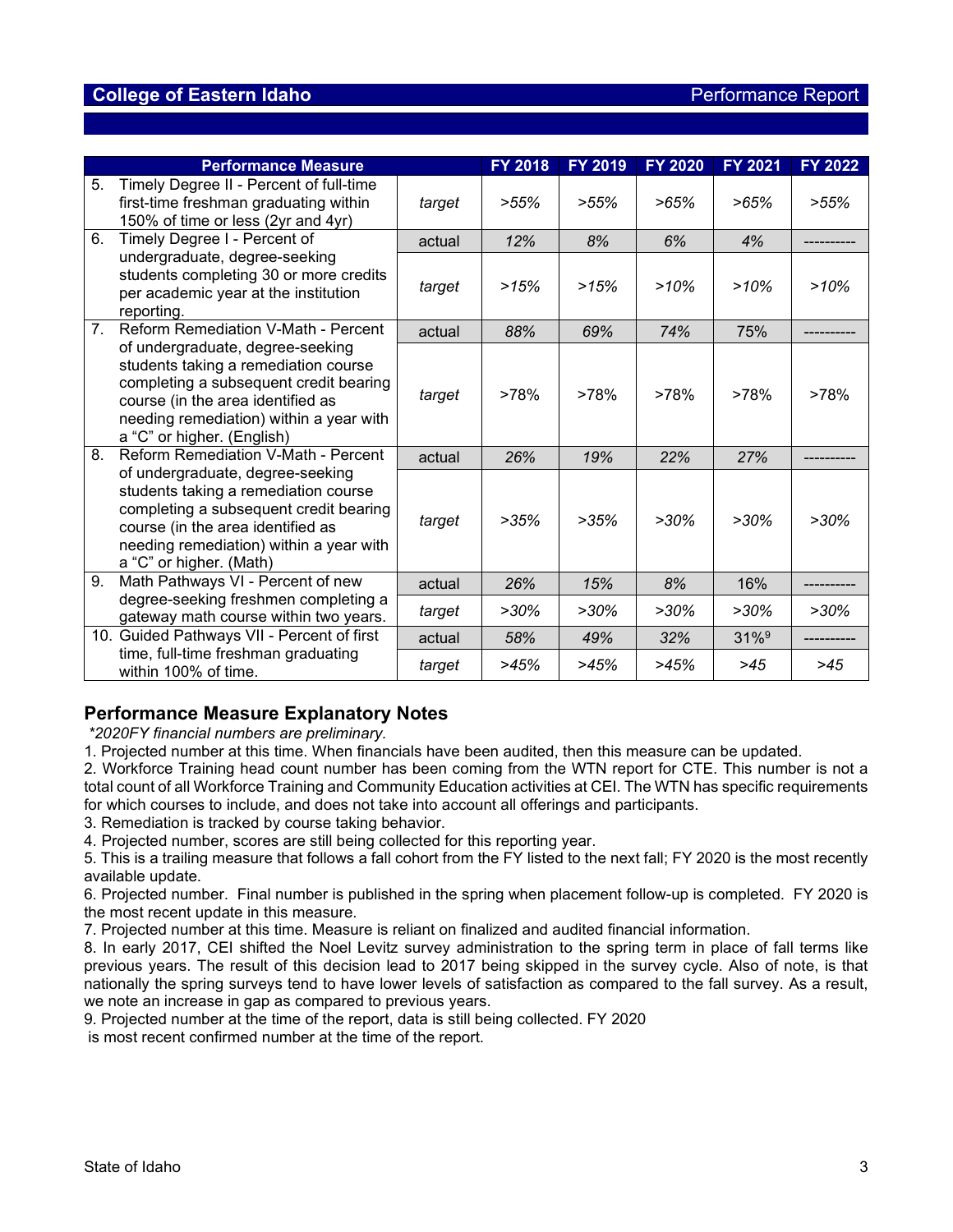## College of Eastern Idaho — Performance Report

| Performance Measure | | FY 2018 | FY 2019 | FY 2020 | FY 2021 | FY 2022 |
|---|---|---|---|---|---|---|
| 5. Timely Degree II - Percent of full-time first-time freshman graduating within 150% of time or less (2yr and 4yr) | *target* | *>55%* | *>55%* | *>65%* | *>65%* | *>55%* |
| 6. Timely Degree I - Percent of undergraduate, degree-seeking students completing 30 or more credits per academic year at the institution reporting. | actual | *12%* | *8%* | *6%* | *4%* | ---------- |
| | *target* | *>15%* | *>15%* | *>10%* | *>10%* | *>10%* |
| 7. Reform Remediation V-Math - Percent of undergraduate, degree-seeking students taking a remediation course completing a subsequent credit bearing course (in the area identified as needing remediation) within a year with a "C" or higher. (English) | actual | *88%* | *69%* | *74%* | 75% | ---------- |
| | *target* | >78% | >78% | >78% | >78% | >78% |
| 8. Reform Remediation V-Math - Percent of undergraduate, degree-seeking students taking a remediation course completing a subsequent credit bearing course (in the area identified as needing remediation) within a year with a "C" or higher. (Math) | actual | *26%* | *19%* | *22%* | *27%* | ---------- |
| | *target* | *>35%* | *>35%* | *>30%* | *>30%* | *>30%* |
| 9. Math Pathways VI - Percent of new degree-seeking freshmen completing a gateway math course within two years. | actual | *26%* | *15%* | *8%* | 16% | ---------- |
| | *target* | *>30%* | *>30%* | *>30%* | *>30%* | *>30%* |
| 10. Guided Pathways VII - Percent of first time, full-time freshman graduating within 100% of time. | actual | *58%* | *49%* | *32%* | 31%[9] | ---------- |
| | *target* | *>45%* | *>45%* | *>45%* | *>45* | *>45* |

## Performance Measure Explanatory Notes

*\*2020FY financial numbers are preliminary.*

1. Projected number at this time. When financials have been audited, then this measure can be updated.
2. Workforce Training head count number has been coming from the WTN report for CTE. This number is not a total count of all Workforce Training and Community Education activities at CEI. The WTN has specific requirements for which courses to include, and does not take into account all offerings and participants.
3. Remediation is tracked by course taking behavior.
4. Projected number, scores are still being collected for this reporting year.
5. This is a trailing measure that follows a fall cohort from the FY listed to the next fall; FY 2020 is the most recently available update.
6. Projected number. Final number is published in the spring when placement follow-up is completed. FY 2020 is the most recent update in this measure.
7. Projected number at this time. Measure is reliant on finalized and audited financial information.
8. In early 2017, CEI shifted the Noel Levitz survey administration to the spring term in place of fall terms like previous years. The result of this decision lead to 2017 being skipped in the survey cycle. Also of note, is that nationally the spring surveys tend to have lower levels of satisfaction as compared to the fall survey. As a result, we note an increase in gap as compared to previous years.
9. Projected number at the time of the report, data is still being collected. FY 2020 is most recent confirmed number at the time of the report.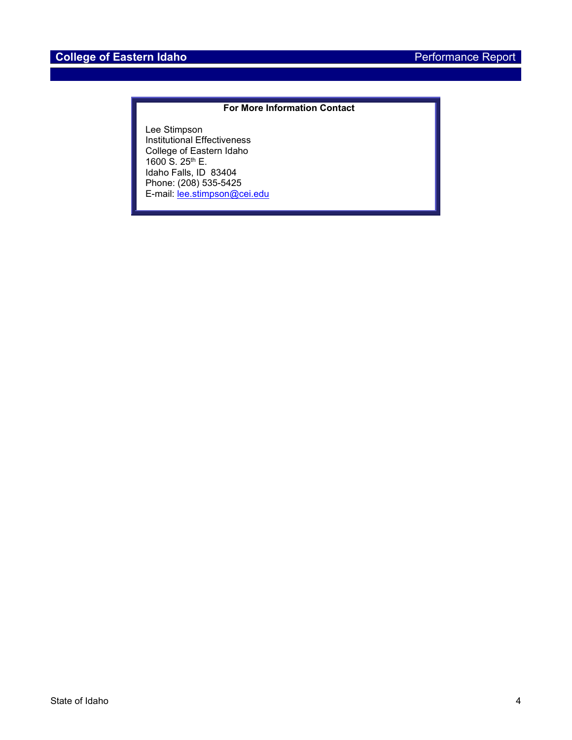**For More Information Contact**

Lee Stimpson
Institutional Effectiveness
College of Eastern Idaho
1600 S. 25th E.
Idaho Falls, ID 83404
Phone: (208) 535-5425
E-mail: lee.stimpson@cei.edu